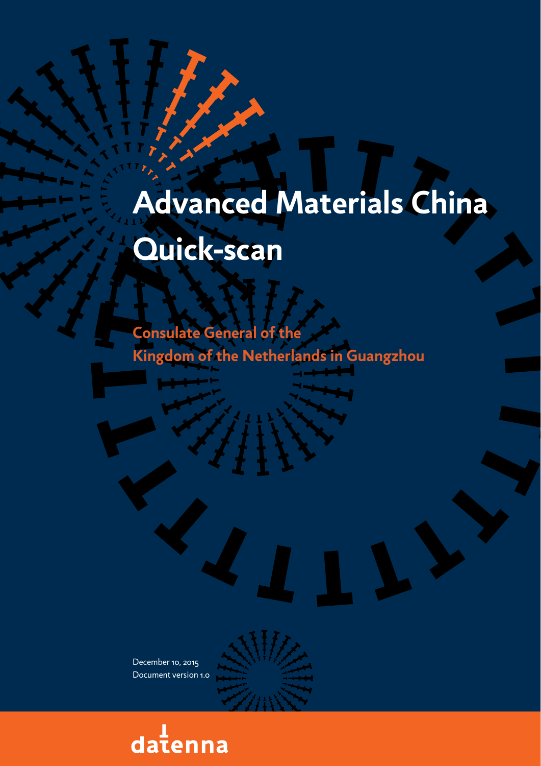# Advanced Materials China Quick-scan

**Consulate General of the Kingdom of the Netherlands in Guangzhou**

December 10, 2015
Document version 1.0

datenna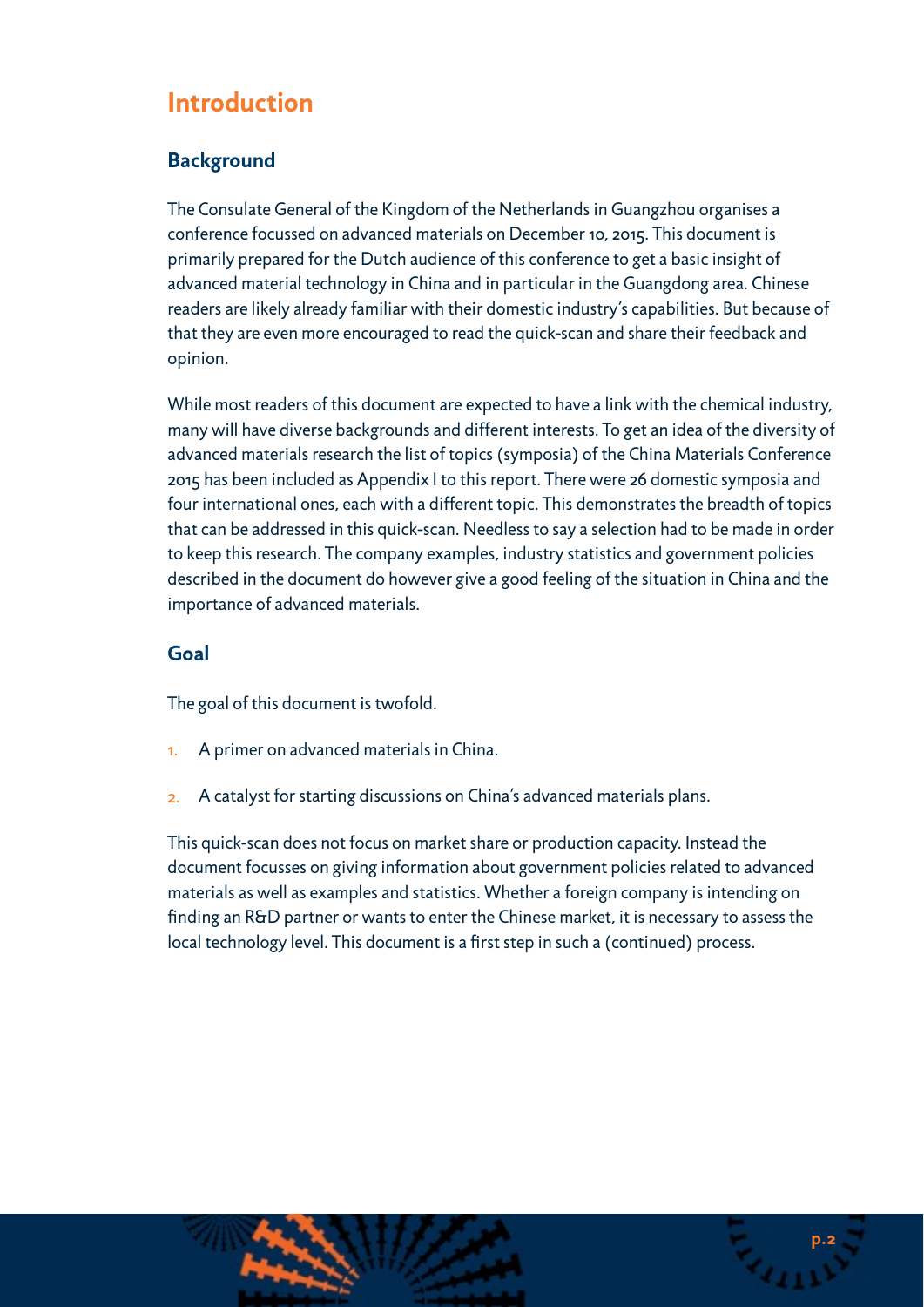# Introduction

## Background

The Consulate General of the Kingdom of the Netherlands in Guangzhou organises a conference focussed on advanced materials on December 10, 2015. This document is primarily prepared for the Dutch audience of this conference to get a basic insight of advanced material technology in China and in particular in the Guangdong area. Chinese readers are likely already familiar with their domestic industry's capabilities. But because of that they are even more encouraged to read the quick-scan and share their feedback and opinion.

While most readers of this document are expected to have a link with the chemical industry, many will have diverse backgrounds and different interests. To get an idea of the diversity of advanced materials research the list of topics (symposia) of the China Materials Conference 2015 has been included as Appendix I to this report. There were 26 domestic symposia and four international ones, each with a different topic. This demonstrates the breadth of topics that can be addressed in this quick-scan. Needless to say a selection had to be made in order to keep this research. The company examples, industry statistics and government policies described in the document do however give a good feeling of the situation in China and the importance of advanced materials.

## Goal

The goal of this document is twofold.

1. A primer on advanced materials in China.
2. A catalyst for starting discussions on China's advanced materials plans.

This quick-scan does not focus on market share or production capacity. Instead the document focusses on giving information about government policies related to advanced materials as well as examples and statistics. Whether a foreign company is intending on finding an R&D partner or wants to enter the Chinese market, it is necessary to assess the local technology level. This document is a first step in such a (continued) process.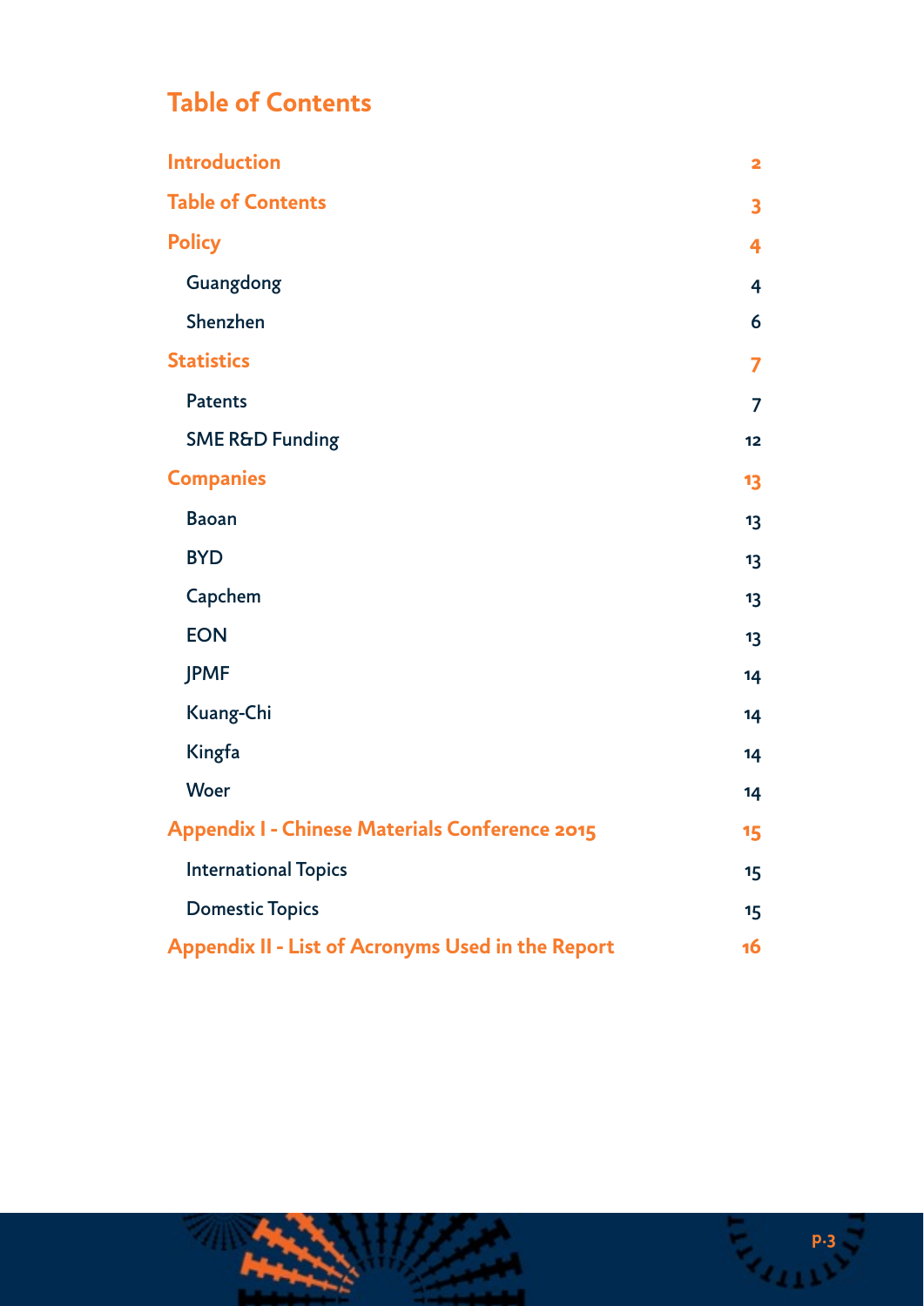# Table of Contents

| | |
|---|---|
| **Introduction** | 2 |
| **Table of Contents** | 3 |
| **Policy** | 4 |
| Guangdong | 4 |
| Shenzhen | 6 |
| **Statistics** | 7 |
| Patents | 7 |
| SME R&D Funding | 12 |
| **Companies** | 13 |
| Baoan | 13 |
| BYD | 13 |
| Capchem | 13 |
| EON | 13 |
| JPMF | 14 |
| Kuang-Chi | 14 |
| Kingfa | 14 |
| Woer | 14 |
| **Appendix I - Chinese Materials Conference 2015** | 15 |
| International Topics | 15 |
| Domestic Topics | 15 |
| **Appendix II - List of Acronyms Used in the Report** | 16 |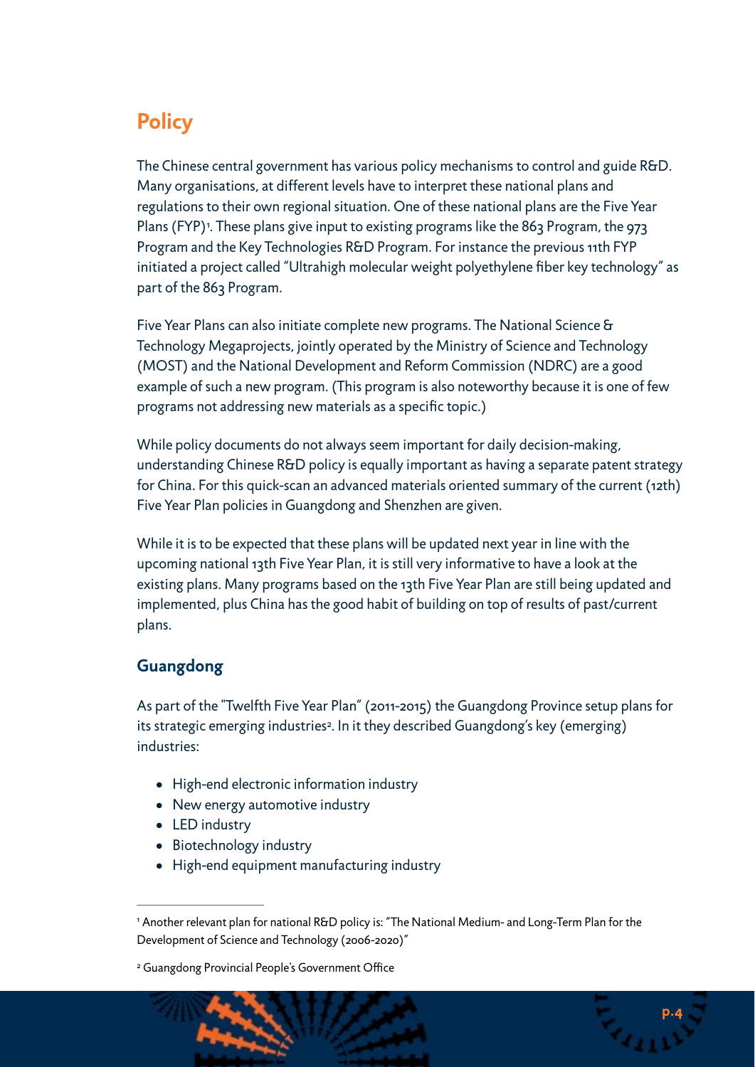## Policy

The Chinese central government has various policy mechanisms to control and guide R&D. Many organisations, at different levels have to interpret these national plans and regulations to their own regional situation. One of these national plans are the Five Year Plans (FYP)[1]. These plans give input to existing programs like the 863 Program, the 973 Program and the Key Technologies R&D Program. For instance the previous 11th FYP initiated a project called "Ultrahigh molecular weight polyethylene fiber key technology" as part of the 863 Program.

Five Year Plans can also initiate complete new programs. The National Science & Technology Megaprojects, jointly operated by the Ministry of Science and Technology (MOST) and the National Development and Reform Commission (NDRC) are a good example of such a new program. (This program is also noteworthy because it is one of few programs not addressing new materials as a specific topic.)

While policy documents do not always seem important for daily decision-making, understanding Chinese R&D policy is equally important as having a separate patent strategy for China. For this quick-scan an advanced materials oriented summary of the current (12th) Five Year Plan policies in Guangdong and Shenzhen are given.

While it is to be expected that these plans will be updated next year in line with the upcoming national 13th Five Year Plan, it is still very informative to have a look at the existing plans. Many programs based on the 13th Five Year Plan are still being updated and implemented, plus China has the good habit of building on top of results of past/current plans.

### Guangdong

As part of the "Twelfth Five Year Plan" (2011-2015) the Guangdong Province setup plans for its strategic emerging industries[2]. In it they described Guangdong's key (emerging) industries:

- High-end electronic information industry
- New energy automotive industry
- LED industry
- Biotechnology industry
- High-end equipment manufacturing industry

---

[1] Another relevant plan for national R&D policy is: "The National Medium- and Long-Term Plan for the Development of Science and Technology (2006-2020)"

[2] Guangdong Provincial People's Government Office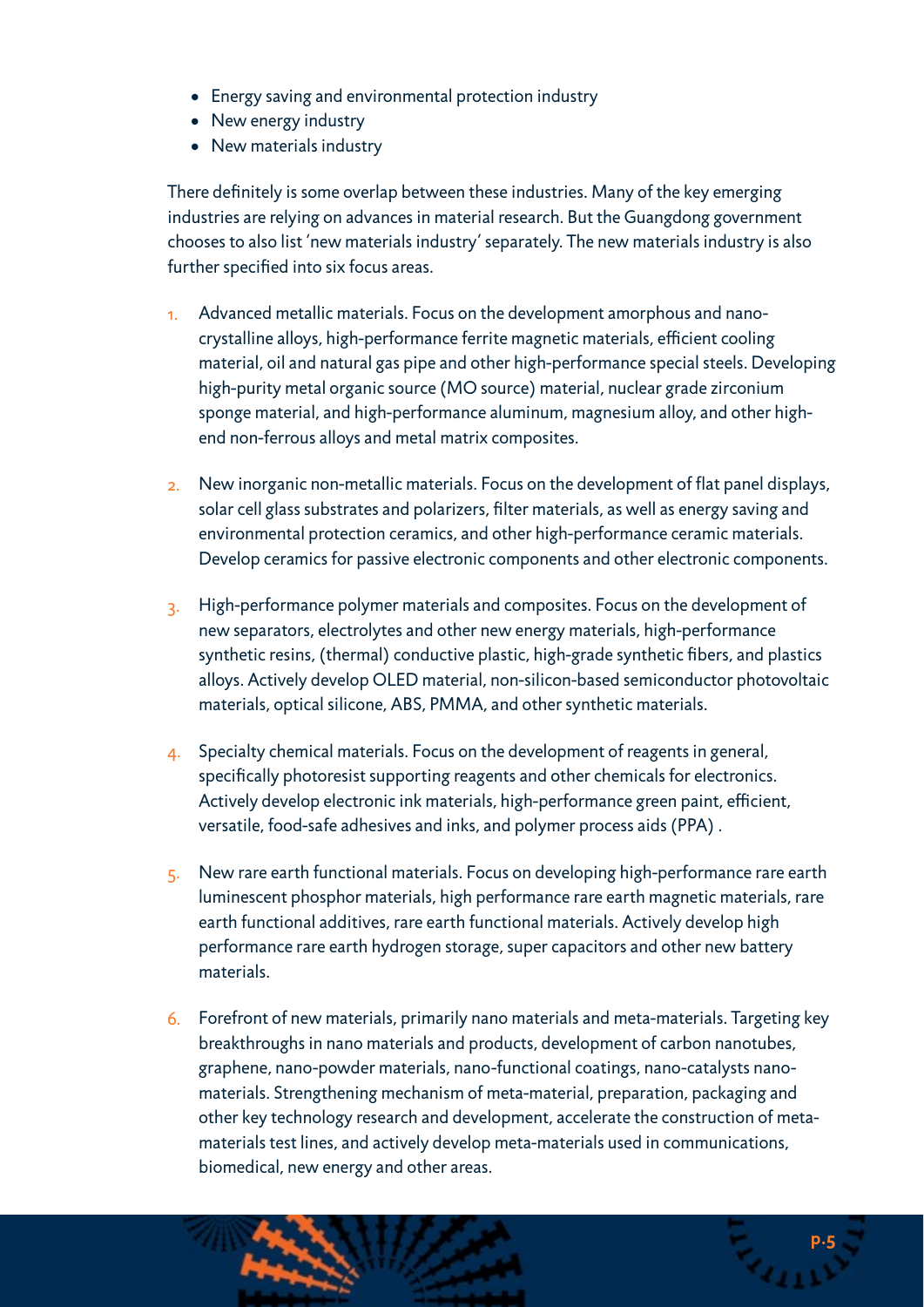- Energy saving and environmental protection industry
- New energy industry
- New materials industry

There definitely is some overlap between these industries. Many of the key emerging industries are relying on advances in material research. But the Guangdong government chooses to also list 'new materials industry' separately. The new materials industry is also further specified into six focus areas.

1. Advanced metallic materials. Focus on the development amorphous and nano-crystalline alloys, high-performance ferrite magnetic materials, efficient cooling material, oil and natural gas pipe and other high-performance special steels. Developing high-purity metal organic source (MO source) material, nuclear grade zirconium sponge material, and high-performance aluminum, magnesium alloy, and other high-end non-ferrous alloys and metal matrix composites.

2. New inorganic non-metallic materials. Focus on the development of flat panel displays, solar cell glass substrates and polarizers, filter materials, as well as energy saving and environmental protection ceramics, and other high-performance ceramic materials. Develop ceramics for passive electronic components and other electronic components.

3. High-performance polymer materials and composites. Focus on the development of new separators, electrolytes and other new energy materials, high-performance synthetic resins, (thermal) conductive plastic, high-grade synthetic fibers, and plastics alloys. Actively develop OLED material, non-silicon-based semiconductor photovoltaic materials, optical silicone, ABS, PMMA, and other synthetic materials.

4. Specialty chemical materials. Focus on the development of reagents in general, specifically photoresist supporting reagents and other chemicals for electronics. Actively develop electronic ink materials, high-performance green paint, efficient, versatile, food-safe adhesives and inks, and polymer process aids (PPA) .

5. New rare earth functional materials. Focus on developing high-performance rare earth luminescent phosphor materials, high performance rare earth magnetic materials, rare earth functional additives, rare earth functional materials. Actively develop high performance rare earth hydrogen storage, super capacitors and other new battery materials.

6. Forefront of new materials, primarily nano materials and meta-materials. Targeting key breakthroughs in nano materials and products, development of carbon nanotubes, graphene, nano-powder materials, nano-functional coatings, nano-catalysts nano-materials. Strengthening mechanism of meta-material, preparation, packaging and other key technology research and development, accelerate the construction of meta-materials test lines, and actively develop meta-materials used in communications, biomedical, new energy and other areas.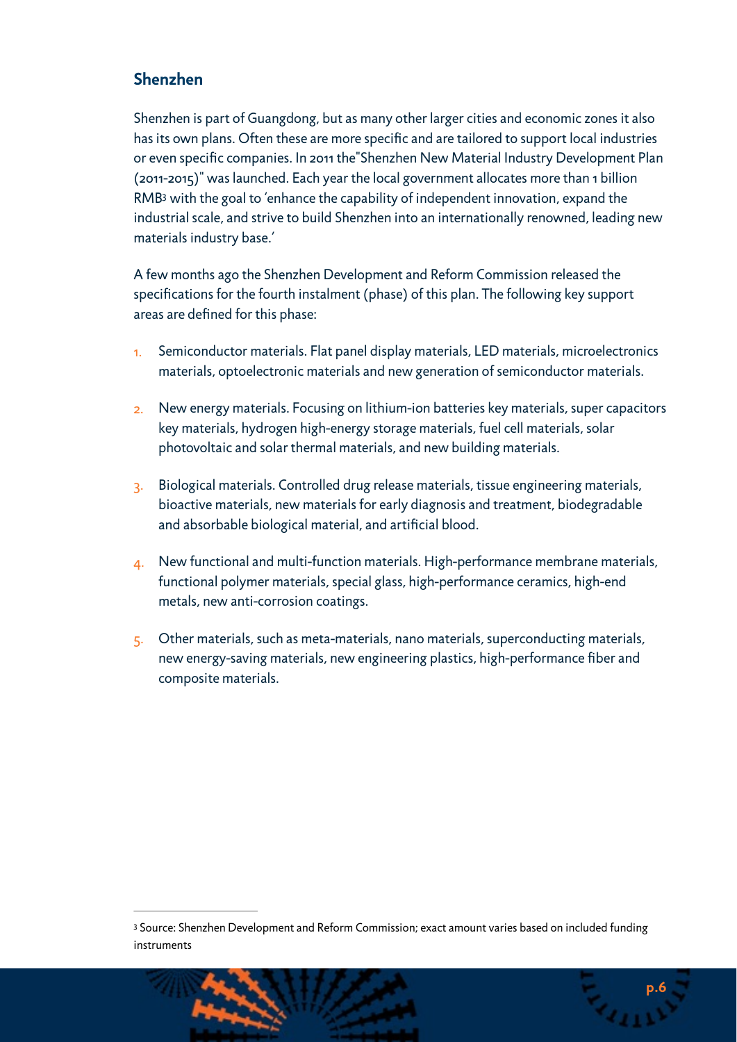## Shenzhen

Shenzhen is part of Guangdong, but as many other larger cities and economic zones it also has its own plans. Often these are more specific and are tailored to support local industries or even specific companies. In 2011 the"Shenzhen New Material Industry Development Plan (2011-2015)" was launched. Each year the local government allocates more than 1 billion RMB[3] with the goal to 'enhance the capability of independent innovation, expand the industrial scale, and strive to build Shenzhen into an internationally renowned, leading new materials industry base.'

A few months ago the Shenzhen Development and Reform Commission released the specifications for the fourth instalment (phase) of this plan. The following key support areas are defined for this phase:

1. Semiconductor materials. Flat panel display materials, LED materials, microelectronics materials, optoelectronic materials and new generation of semiconductor materials.
2. New energy materials. Focusing on lithium-ion batteries key materials, super capacitors key materials, hydrogen high-energy storage materials, fuel cell materials, solar photovoltaic and solar thermal materials, and new building materials.
3. Biological materials. Controlled drug release materials, tissue engineering materials, bioactive materials, new materials for early diagnosis and treatment, biodegradable and absorbable biological material, and artificial blood.
4. New functional and multi-function materials. High-performance membrane materials, functional polymer materials, special glass, high-performance ceramics, high-end metals, new anti-corrosion coatings.
5. Other materials, such as meta-materials, nano materials, superconducting materials, new energy-saving materials, new engineering plastics, high-performance fiber and composite materials.

---

[3] Source: Shenzhen Development and Reform Commission; exact amount varies based on included funding instruments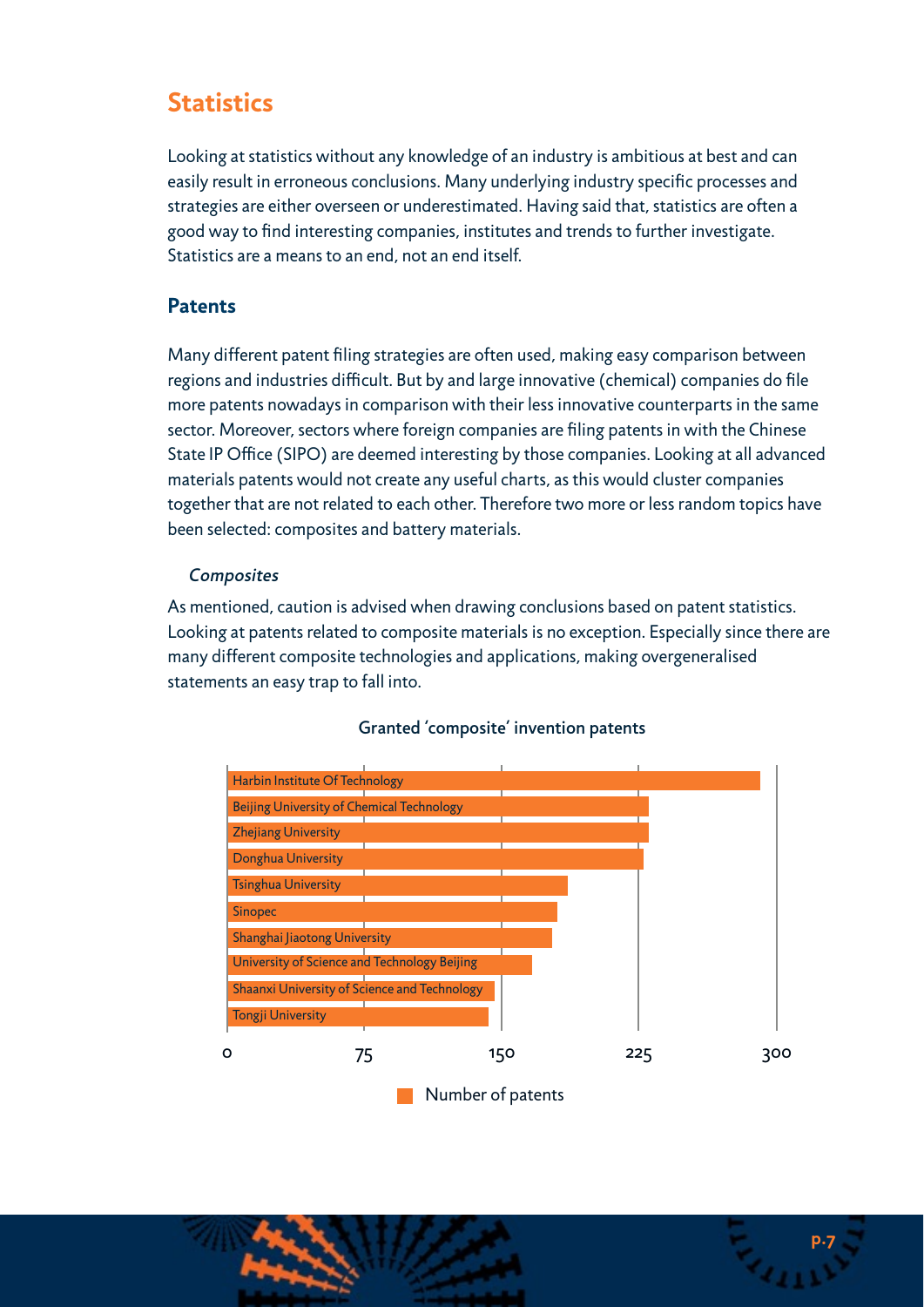## Statistics

Looking at statistics without any knowledge of an industry is ambitious at best and can easily result in erroneous conclusions. Many underlying industry specific processes and strategies are either overseen or underestimated. Having said that, statistics are often a good way to find interesting companies, institutes and trends to further investigate. Statistics are a means to an end, not an end itself.

### Patents

Many different patent filing strategies are often used, making easy comparison between regions and industries difficult. But by and large innovative (chemical) companies do file more patents nowadays in comparison with their less innovative counterparts in the same sector. Moreover, sectors where foreign companies are filing patents in with the Chinese State IP Office (SIPO) are deemed interesting by those companies. Looking at all advanced materials patents would not create any useful charts, as this would cluster companies together that are not related to each other. Therefore two more or less random topics have been selected: composites and battery materials.

#### *Composites*

As mentioned, caution is advised when drawing conclusions based on patent statistics. Looking at patents related to composite materials is no exception. Especially since there are many different composite technologies and applications, making overgeneralised statements an easy trap to fall into.

**Granted 'composite' invention patents**

| Institution | Number of patents (approx.) |
|---|---|
| Harbin Institute Of Technology | ~292 |
| Beijing University of Chemical Technology | ~231 |
| Zhejiang University | ~231 |
| Donghua University | ~228 |
| Tsinghua University | ~187 |
| Sinopec | ~181 |
| Shanghai Jiaotong University | ~178 |
| University of Science and Technology Beijing | ~167 |
| Shaanxi University of Science and Technology | ~147 |
| Tongji University | ~143 |

Axis: 0, 75, 150, 225, 300

Legend: Number of patents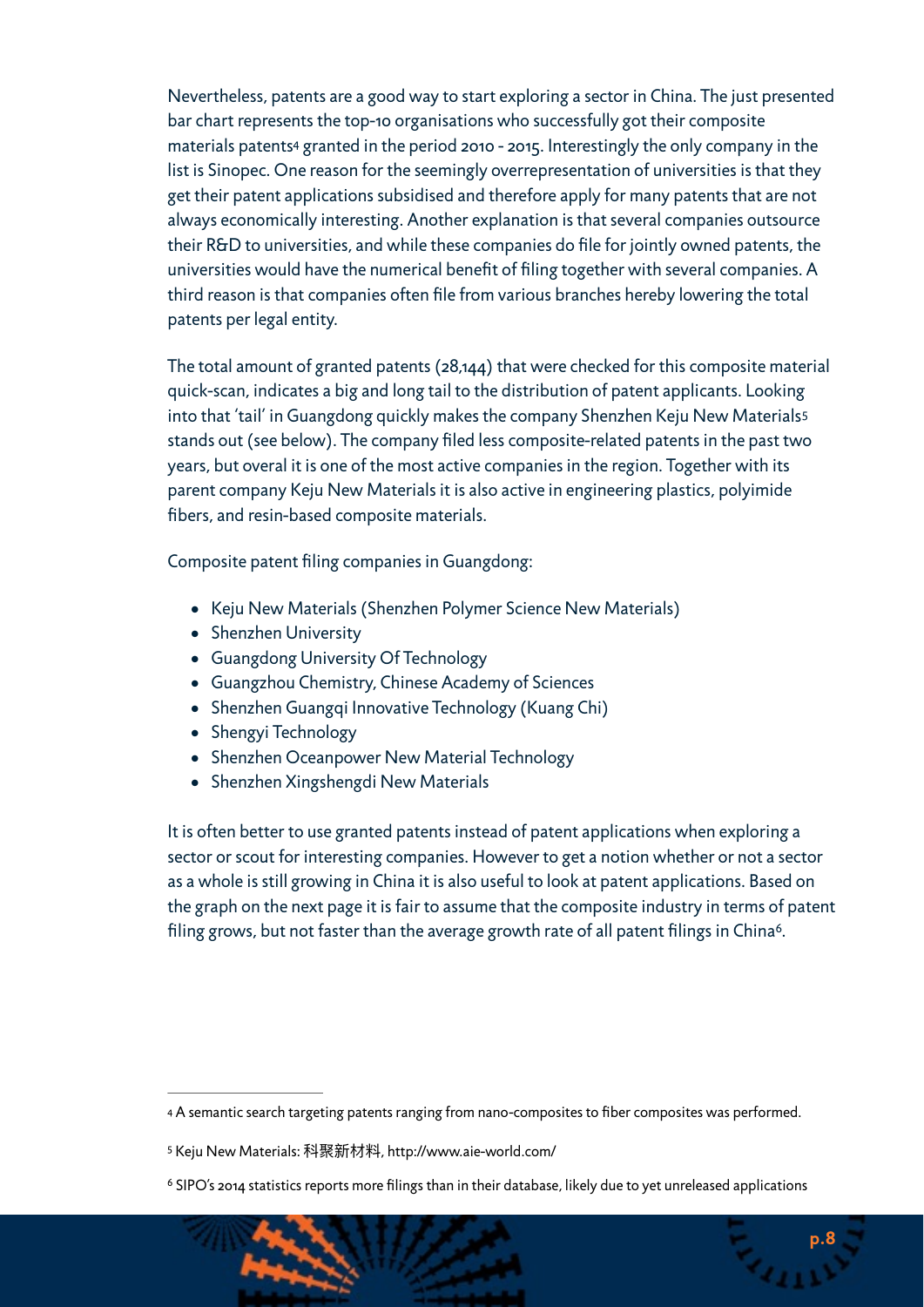Nevertheless, patents are a good way to start exploring a sector in China. The just presented bar chart represents the top-10 organisations who successfully got their composite materials patents[4] granted in the period 2010 - 2015. Interestingly the only company in the list is Sinopec. One reason for the seemingly overrepresentation of universities is that they get their patent applications subsidised and therefore apply for many patents that are not always economically interesting. Another explanation is that several companies outsource their R&D to universities, and while these companies do file for jointly owned patents, the universities would have the numerical benefit of filing together with several companies. A third reason is that companies often file from various branches hereby lowering the total patents per legal entity.

The total amount of granted patents (28,144) that were checked for this composite material quick-scan, indicates a big and long tail to the distribution of patent applicants. Looking into that 'tail' in Guangdong quickly makes the company Shenzhen Keju New Materials[5] stands out (see below). The company filed less composite-related patents in the past two years, but overal it is one of the most active companies in the region. Together with its parent company Keju New Materials it is also active in engineering plastics, polyimide fibers, and resin-based composite materials.

Composite patent filing companies in Guangdong:

- Keju New Materials (Shenzhen Polymer Science New Materials)
- Shenzhen University
- Guangdong University Of Technology
- Guangzhou Chemistry, Chinese Academy of Sciences
- Shenzhen Guangqi Innovative Technology (Kuang Chi)
- Shengyi Technology
- Shenzhen Oceanpower New Material Technology
- Shenzhen Xingshengdi New Materials

It is often better to use granted patents instead of patent applications when exploring a sector or scout for interesting companies. However to get a notion whether or not a sector as a whole is still growing in China it is also useful to look at patent applications. Based on the graph on the next page it is fair to assume that the composite industry in terms of patent filing grows, but not faster than the average growth rate of all patent filings in China[6].

---

[4] A semantic search targeting patents ranging from nano-composites to fiber composites was performed.

[5] Keju New Materials: 科聚新材料, http://www.aie-world.com/

[6] SIPO's 2014 statistics reports more filings than in their database, likely due to yet unreleased applications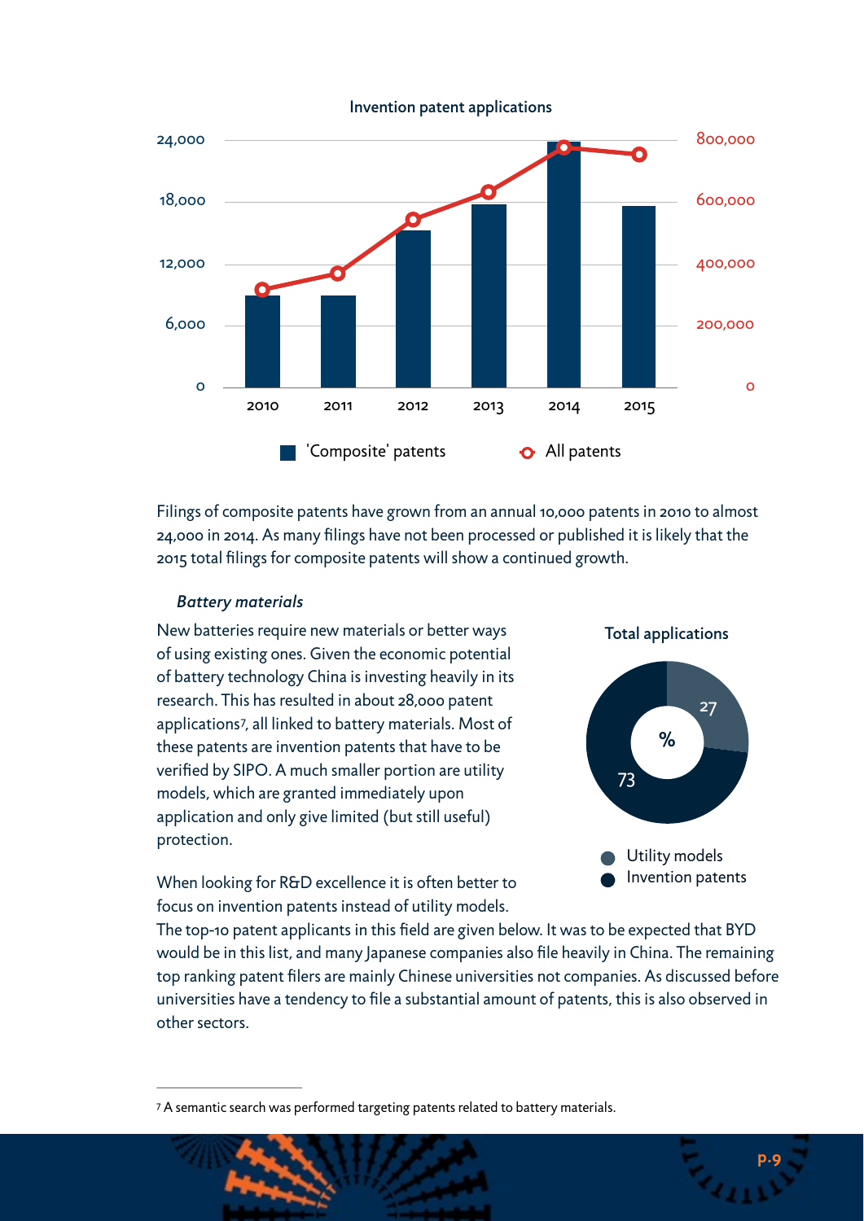Invention patent applications

Filings of composite patents have grown from an annual 10,000 patents in 2010 to almost 24,000 in 2014. As many filings have not been processed or published it is likely that the 2015 total filings for composite patents will show a continued growth.

*Battery materials*

New batteries require new materials or better ways of using existing ones. Given the economic potential of battery technology China is investing heavily in its research. This has resulted in about 28,000 patent applications[7], all linked to battery materials. Most of these patents are invention patents that have to be verified by SIPO. A much smaller portion are utility models, which are granted immediately upon application and only give limited (but still useful) protection.

Total applications

When looking for R&D excellence it is often better to focus on invention patents instead of utility models.

The top-10 patent applicants in this field are given below. It was to be expected that BYD would be in this list, and many Japanese companies also file heavily in China. The remaining top ranking patent filers are mainly Chinese universities not companies. As discussed before universities have a tendency to file a substantial amount of patents, this is also observed in other sectors.

[7] A semantic search was performed targeting patents related to battery materials.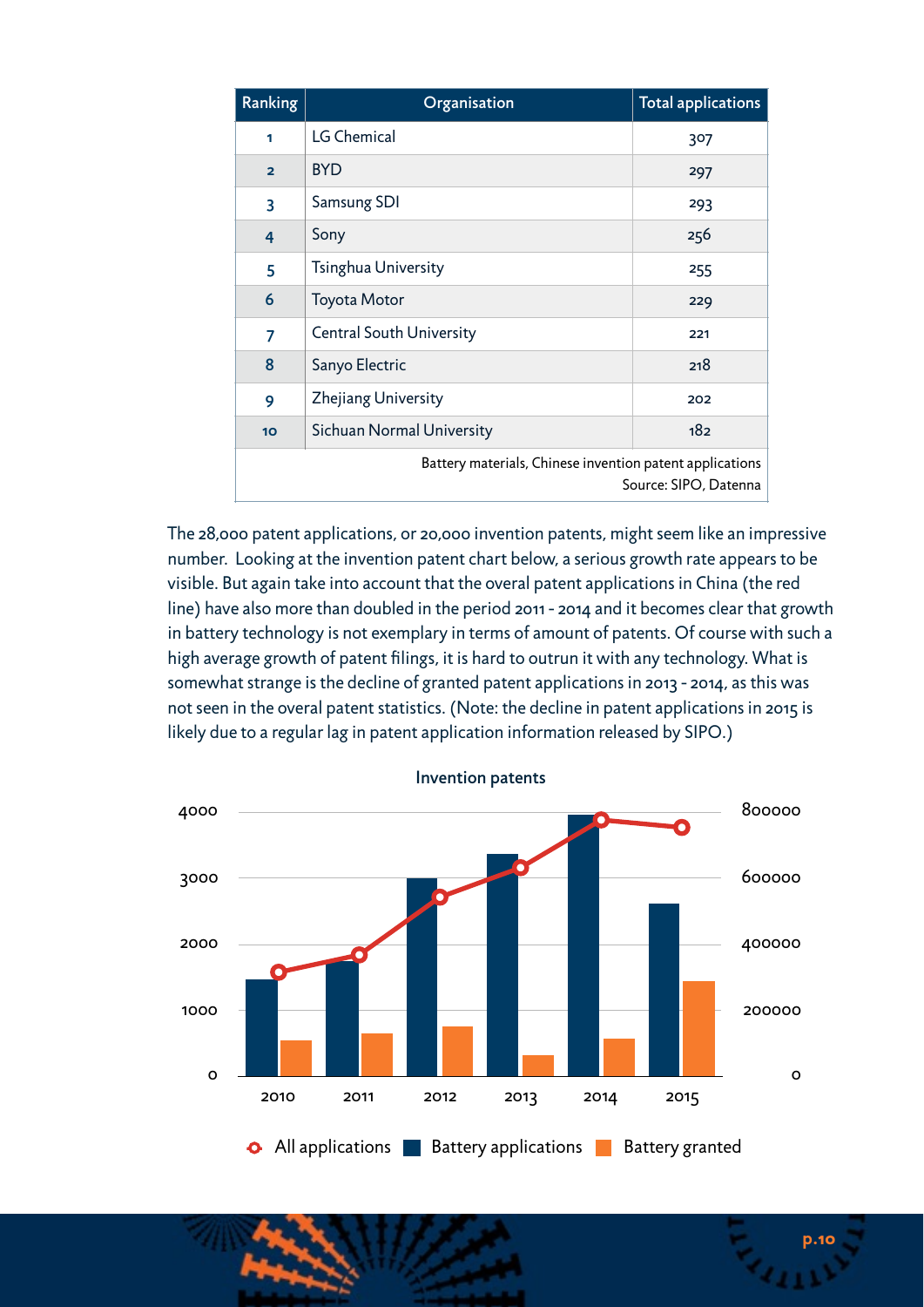| Ranking | Organisation | Total applications |
|---|---|---|
| 1 | LG Chemical | 307 |
| 2 | BYD | 297 |
| 3 | Samsung SDI | 293 |
| 4 | Sony | 256 |
| 5 | Tsinghua University | 255 |
| 6 | Toyota Motor | 229 |
| 7 | Central South University | 221 |
| 8 | Sanyo Electric | 218 |
| 9 | Zhejiang University | 202 |
| 10 | Sichuan Normal University | 182 |

Battery materials, Chinese invention patent applications
Source: SIPO, Datenna

The 28,000 patent applications, or 20,000 invention patents, might seem like an impressive number. Looking at the invention patent chart below, a serious growth rate appears to be visible. But again take into account that the overal patent applications in China (the red line) have also more than doubled in the period 2011 - 2014 and it becomes clear that growth in battery technology is not exemplary in terms of amount of patents. Of course with such a high average growth of patent filings, it is hard to outrun it with any technology. What is somewhat strange is the decline of granted patent applications in 2013 - 2014, as this was not seen in the overal patent statistics. (Note: the decline in patent applications in 2015 is likely due to a regular lag in patent application information released by SIPO.)

**Invention patents**

(Chart: left axis 0–4000; right axis 0–800000; years 2010, 2011, 2012, 2013, 2014, 2015)

All applications | Battery applications | Battery granted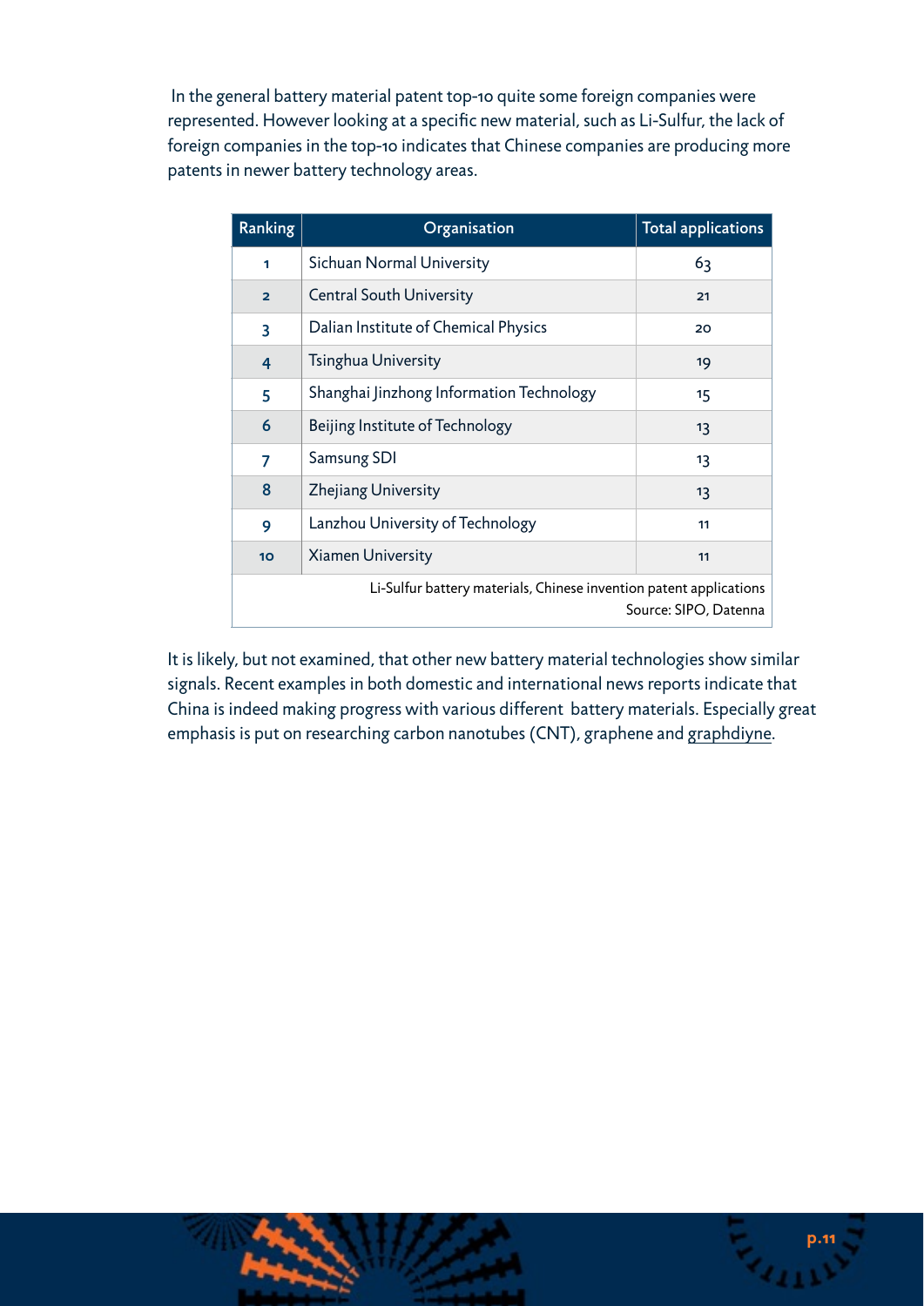In the general battery material patent top-10 quite some foreign companies were represented. However looking at a specific new material, such as Li-Sulfur, the lack of foreign companies in the top-10 indicates that Chinese companies are producing more patents in newer battery technology areas.

| Ranking | Organisation | Total applications |
|---|---|---|
| 1 | Sichuan Normal University | 63 |
| 2 | Central South University | 21 |
| 3 | Dalian Institute of Chemical Physics | 20 |
| 4 | Tsinghua University | 19 |
| 5 | Shanghai Jinzhong Information Technology | 15 |
| 6 | Beijing Institute of Technology | 13 |
| 7 | Samsung SDI | 13 |
| 8 | Zhejiang University | 13 |
| 9 | Lanzhou University of Technology | 11 |
| 10 | Xiamen University | 11 |

Li-Sulfur battery materials, Chinese invention patent applications
Source: SIPO, Datenna

It is likely, but not examined, that other new battery material technologies show similar signals. Recent examples in both domestic and international news reports indicate that China is indeed making progress with various different battery materials. Especially great emphasis is put on researching carbon nanotubes (CNT), graphene and graphdiyne.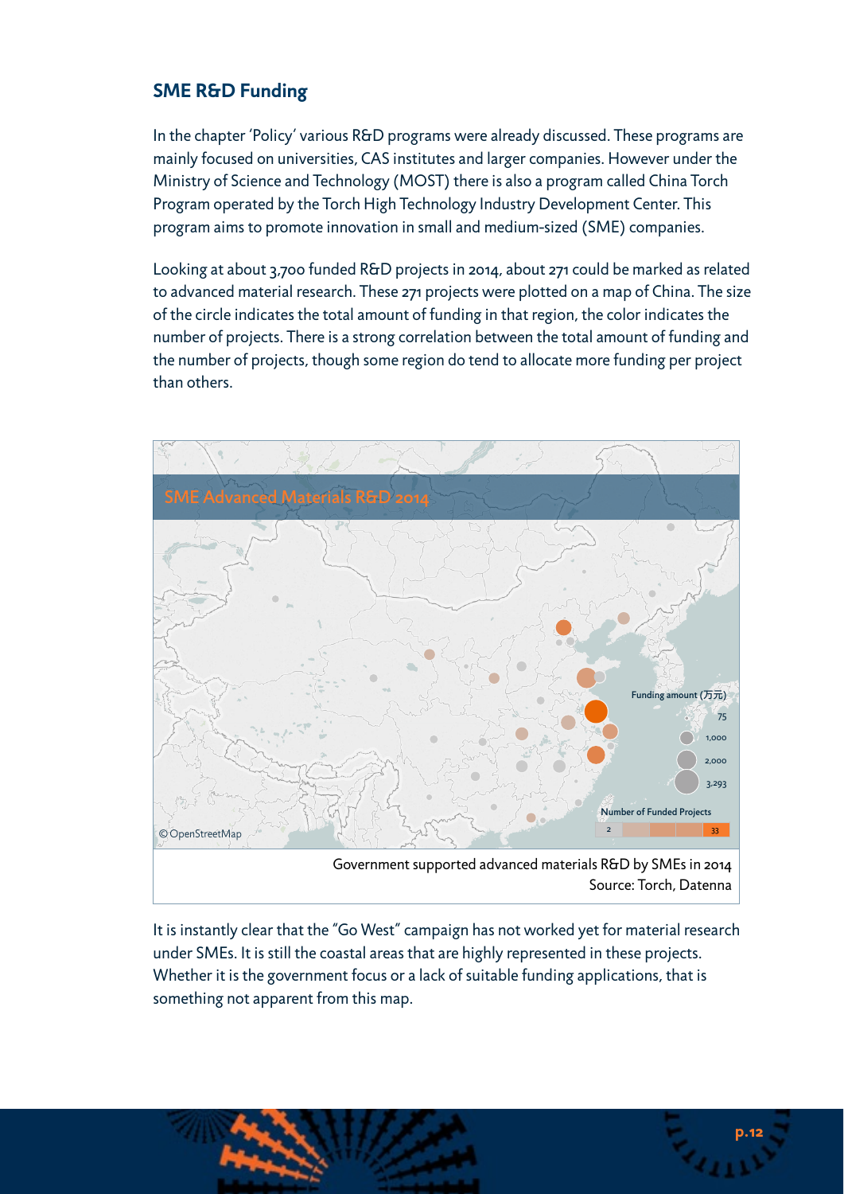## SME R&D Funding

In the chapter 'Policy' various R&D programs were already discussed. These programs are mainly focused on universities, CAS institutes and larger companies. However under the Ministry of Science and Technology (MOST) there is also a program called China Torch Program operated by the Torch High Technology Industry Development Center. This program aims to promote innovation in small and medium-sized (SME) companies.

Looking at about 3,700 funded R&D projects in 2014, about 271 could be marked as related to advanced material research. These 271 projects were plotted on a map of China. The size of the circle indicates the total amount of funding in that region, the color indicates the number of projects. There is a strong correlation between the total amount of funding and the number of projects, though some region do tend to allocate more funding per project than others.

Government supported advanced materials R&D by SMEs in 2014
Source: Torch, Datenna

It is instantly clear that the "Go West" campaign has not worked yet for material research under SMEs. It is still the coastal areas that are highly represented in these projects. Whether it is the government focus or a lack of suitable funding applications, that is something not apparent from this map.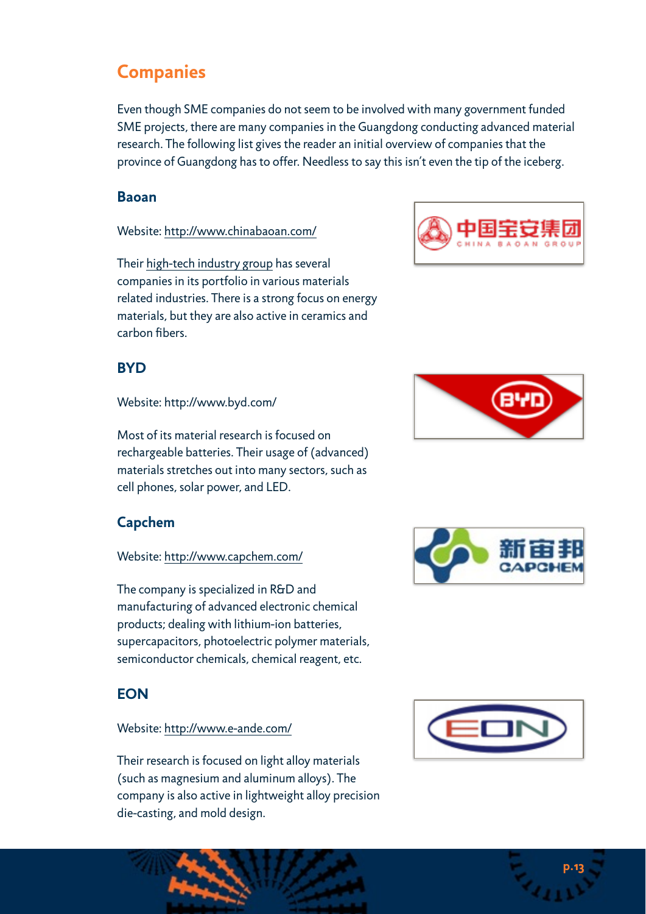## Companies

Even though SME companies do not seem to be involved with many government funded SME projects, there are many companies in the Guangdong conducting advanced material research. The following list gives the reader an initial overview of companies that the province of Guangdong has to offer. Needless to say this isn't even the tip of the iceberg.

### Baoan

Website: http://www.chinabaoan.com/

Their high-tech industry group has several companies in its portfolio in various materials related industries. There is a strong focus on energy materials, but they are also active in ceramics and carbon fibers.

### BYD

Website: http://www.byd.com/

Most of its material research is focused on rechargeable batteries. Their usage of (advanced) materials stretches out into many sectors, such as cell phones, solar power, and LED.

### Capchem

Website: http://www.capchem.com/

The company is specialized in R&D and manufacturing of advanced electronic chemical products; dealing with lithium-ion batteries, supercapacitors, photoelectric polymer materials, semiconductor chemicals, chemical reagent, etc.

### EON

Website: http://www.e-ande.com/

Their research is focused on light alloy materials (such as magnesium and aluminum alloys). The company is also active in lightweight alloy precision die-casting, and mold design.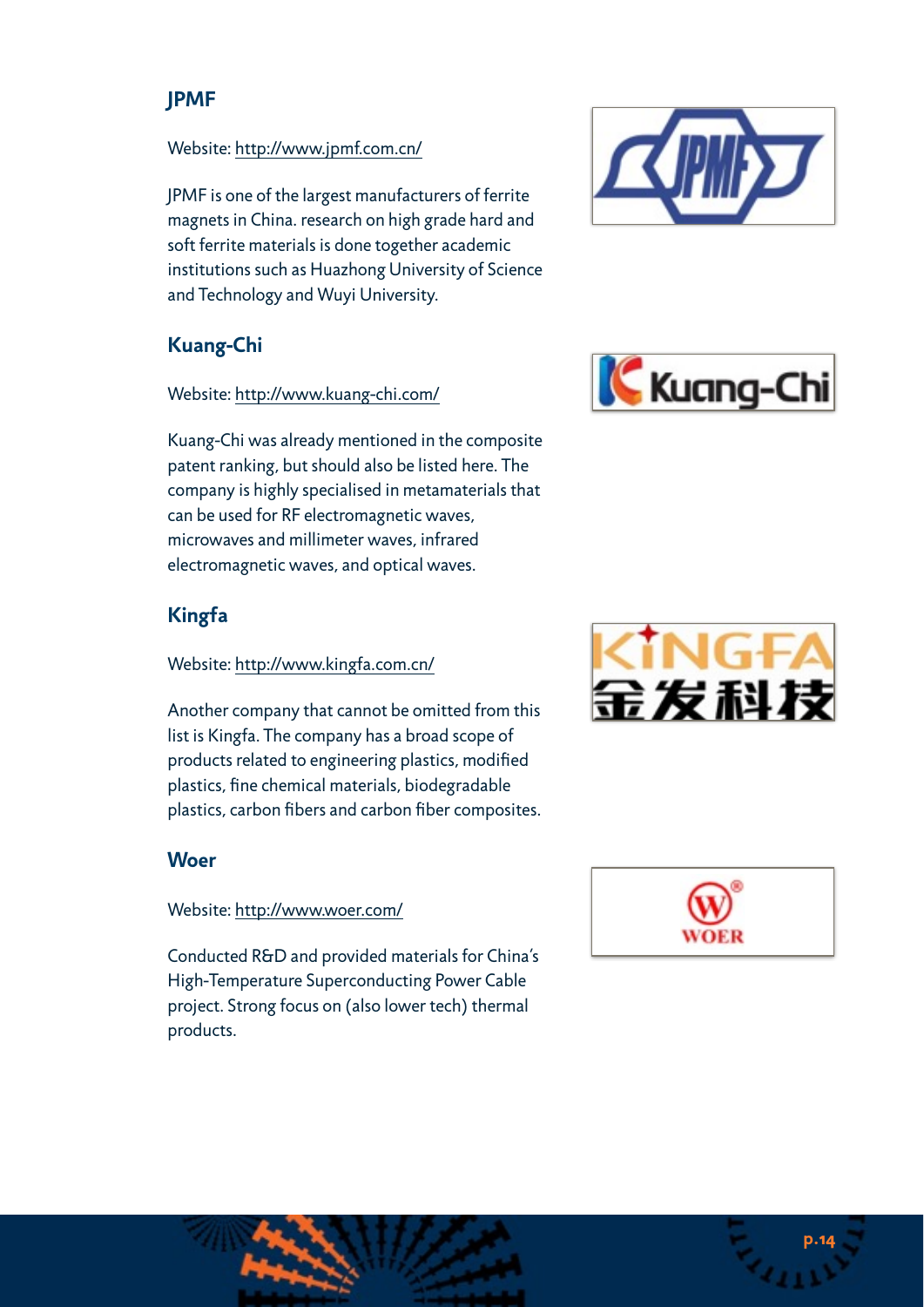## JPMF

Website: http://www.jpmf.com.cn/

JPMF is one of the largest manufacturers of ferrite magnets in China. research on high grade hard and soft ferrite materials is done together academic institutions such as Huazhong University of Science and Technology and Wuyi University.

## Kuang-Chi

Website: http://www.kuang-chi.com/

Kuang-Chi was already mentioned in the composite patent ranking, but should also be listed here. The company is highly specialised in metamaterials that can be used for RF electromagnetic waves, microwaves and millimeter waves, infrared electromagnetic waves, and optical waves.

## Kingfa

Website: http://www.kingfa.com.cn/

Another company that cannot be omitted from this list is Kingfa. The company has a broad scope of products related to engineering plastics, modified plastics, fine chemical materials, biodegradable plastics, carbon fibers and carbon fiber composites.

## Woer

Website: http://www.woer.com/

Conducted R&D and provided materials for China's High-Temperature Superconducting Power Cable project. Strong focus on (also lower tech) thermal products.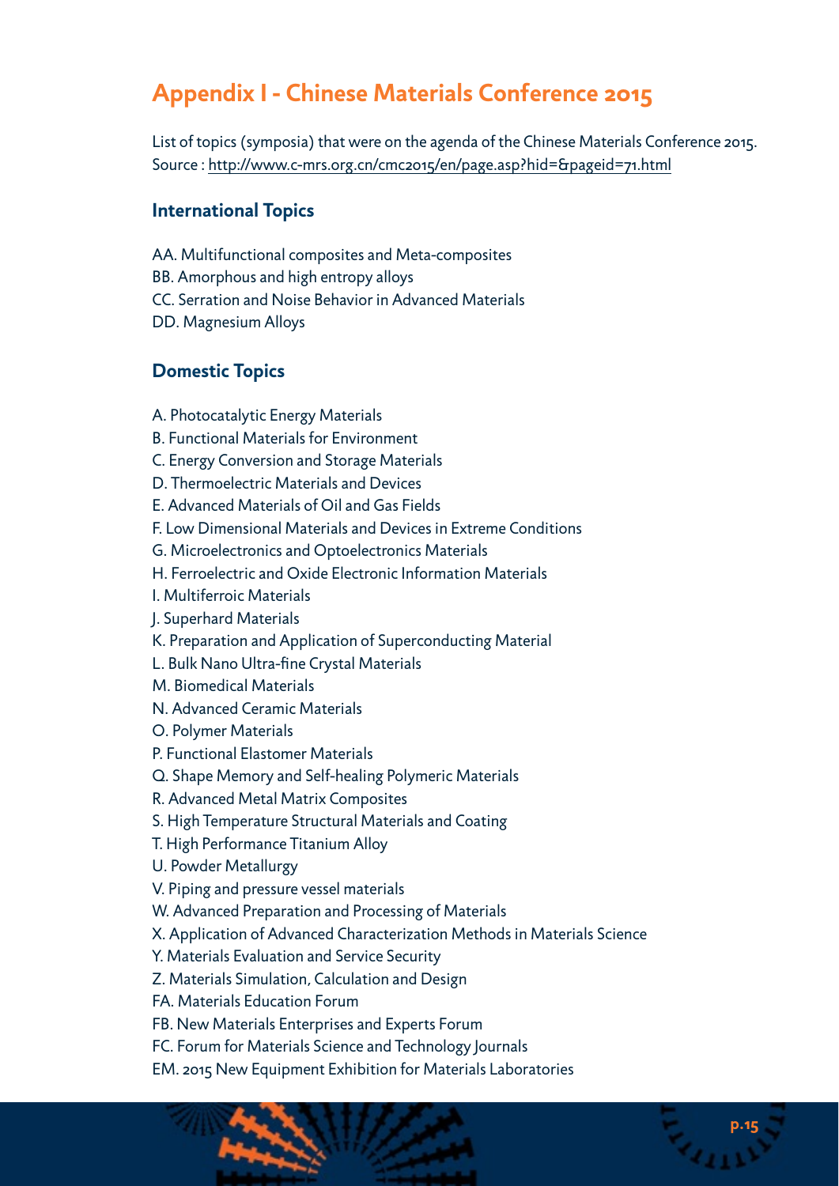# Appendix I - Chinese Materials Conference 2015

List of topics (symposia) that were on the agenda of the Chinese Materials Conference 2015.
Source : http://www.c-mrs.org.cn/cmc2015/en/page.asp?hid=&pageid=71.html

## International Topics

AA. Multifunctional composites and Meta-composites
BB. Amorphous and high entropy alloys
CC. Serration and Noise Behavior in Advanced Materials
DD. Magnesium Alloys

## Domestic Topics

A. Photocatalytic Energy Materials
B. Functional Materials for Environment
C. Energy Conversion and Storage Materials
D. Thermoelectric Materials and Devices
E. Advanced Materials of Oil and Gas Fields
F. Low Dimensional Materials and Devices in Extreme Conditions
G. Microelectronics and Optoelectronics Materials
H. Ferroelectric and Oxide Electronic Information Materials
I. Multiferroic Materials
J. Superhard Materials
K. Preparation and Application of Superconducting Material
L. Bulk Nano Ultra-fine Crystal Materials
M. Biomedical Materials
N. Advanced Ceramic Materials
O. Polymer Materials
P. Functional Elastomer Materials
Q. Shape Memory and Self-healing Polymeric Materials
R. Advanced Metal Matrix Composites
S. High Temperature Structural Materials and Coating
T. High Performance Titanium Alloy
U. Powder Metallurgy
V. Piping and pressure vessel materials
W. Advanced Preparation and Processing of Materials
X. Application of Advanced Characterization Methods in Materials Science
Y. Materials Evaluation and Service Security
Z. Materials Simulation, Calculation and Design
FA. Materials Education Forum
FB. New Materials Enterprises and Experts Forum
FC. Forum for Materials Science and Technology Journals
EM. 2015 New Equipment Exhibition for Materials Laboratories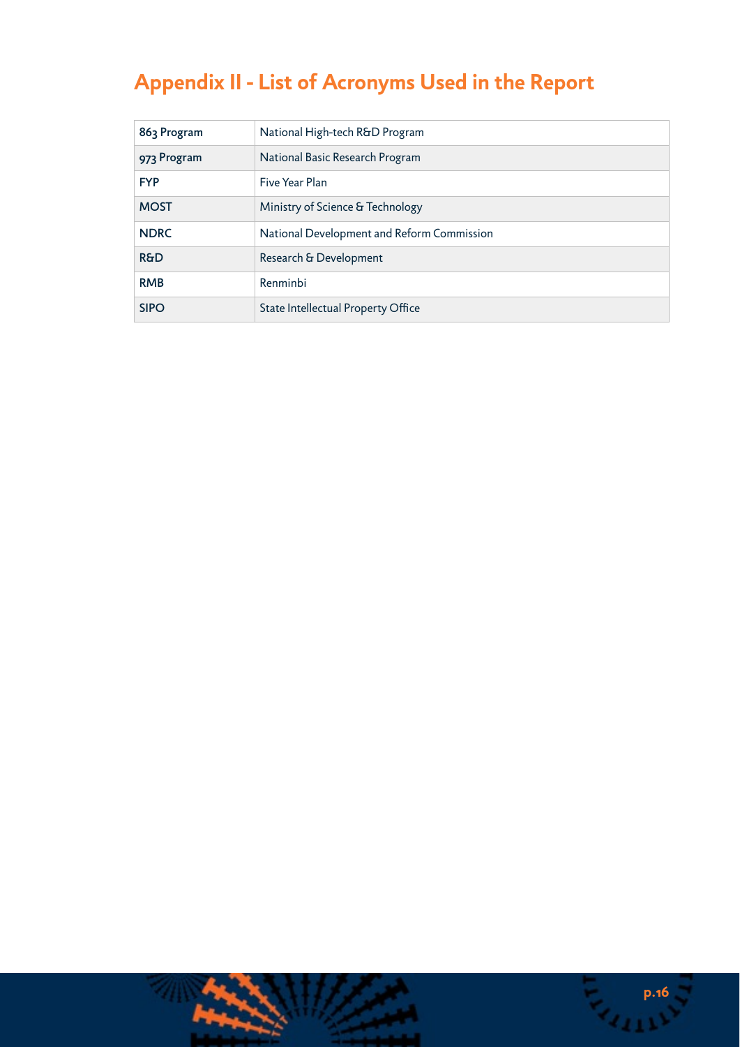# Appendix II - List of Acronyms Used in the Report

| | |
|---|---|
| 863 Program | National High-tech R&D Program |
| 973 Program | National Basic Research Program |
| **FYP** | Five Year Plan |
| **MOST** | Ministry of Science & Technology |
| **NDRC** | National Development and Reform Commission |
| **R&D** | Research & Development |
| **RMB** | Renminbi |
| **SIPO** | State Intellectual Property Office |